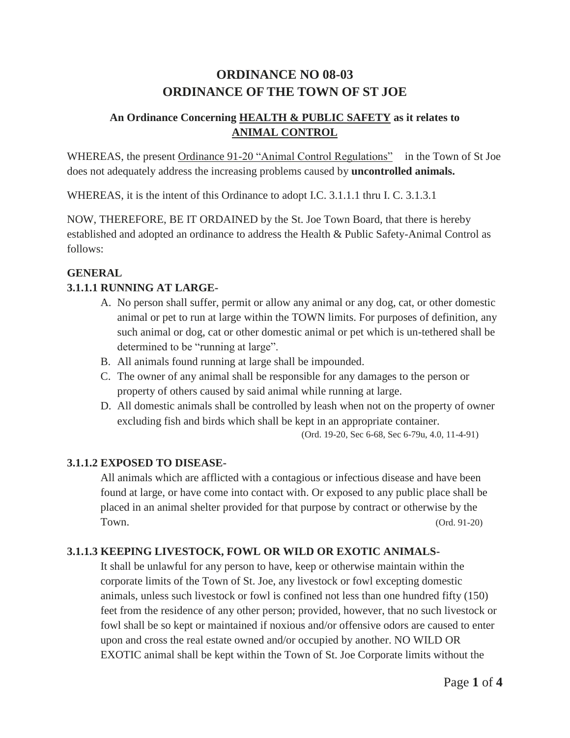# ORDINANCE NO 08-03
# ORDINANCE OF THE TOWN OF ST JOE

### An Ordinance Concerning <u>HEALTH & PUBLIC SAFETY</u> as it relates to <u>ANIMAL CONTROL</u>

WHEREAS, the present <u>Ordinance 91-20 "Animal Control Regulations"</u> in the Town of St Joe does not adequately address the increasing problems caused by **uncontrolled animals.**

WHEREAS, it is the intent of this Ordinance to adopt I.C. 3.1.1.1 thru I. C. 3.1.3.1

NOW, THEREFORE, BE IT ORDAINED by the St. Joe Town Board, that there is hereby established and adopted an ordinance to address the Health & Public Safety-Animal Control as follows:

**GENERAL**

**3.1.1.1 RUNNING AT LARGE-**

A. No person shall suffer, permit or allow any animal or any dog, cat, or other domestic animal or pet to run at large within the TOWN limits. For purposes of definition, any such animal or dog, cat or other domestic animal or pet which is un-tethered shall be determined to be "running at large".
B. All animals found running at large shall be impounded.
C. The owner of any animal shall be responsible for any damages to the person or property of others caused by said animal while running at large.
D. All domestic animals shall be controlled by leash when not on the property of owner excluding fish and birds which shall be kept in an appropriate container.

(Ord. 19-20, Sec 6-68, Sec 6-79u, 4.0, 11-4-91)

**3.1.1.2 EXPOSED TO DISEASE-**

All animals which are afflicted with a contagious or infectious disease and have been found at large, or have come into contact with. Or exposed to any public place shall be placed in an animal shelter provided for that purpose by contract or otherwise by the Town. (Ord. 91-20)

**3.1.1.3 KEEPING LIVESTOCK, FOWL OR WILD OR EXOTIC ANIMALS-**

It shall be unlawful for any person to have, keep or otherwise maintain within the corporate limits of the Town of St. Joe, any livestock or fowl excepting domestic animals, unless such livestock or fowl is confined not less than one hundred fifty (150) feet from the residence of any other person; provided, however, that no such livestock or fowl shall be so kept or maintained if noxious and/or offensive odors are caused to enter upon and cross the real estate owned and/or occupied by another. NO WILD OR EXOTIC animal shall be kept within the Town of St. Joe Corporate limits without the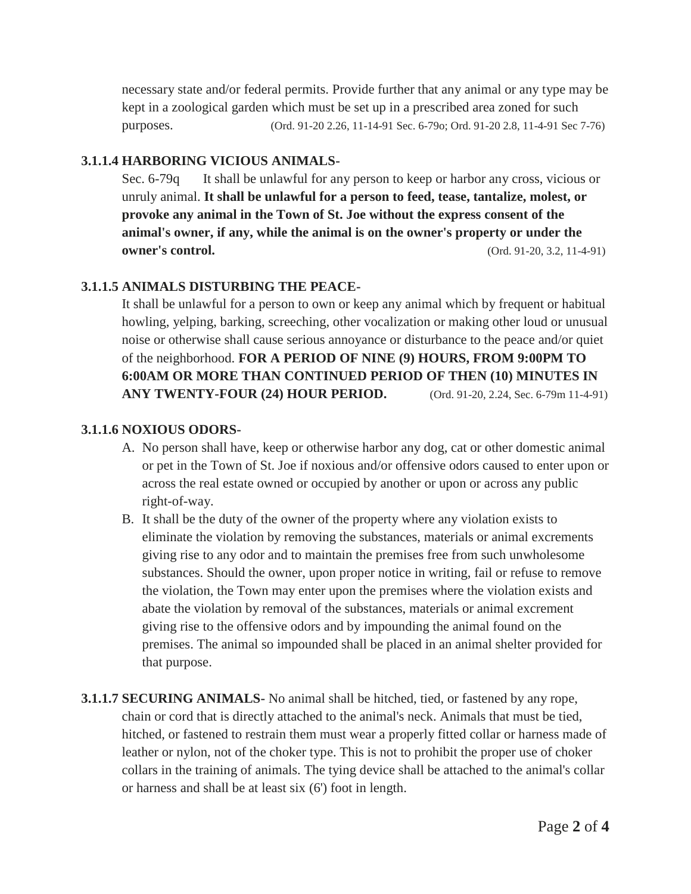necessary state and/or federal permits. Provide further that any animal or any type may be kept in a zoological garden which must be set up in a prescribed area zoned for such purposes. (Ord. 91-20 2.26, 11-14-91 Sec. 6-79o; Ord. 91-20 2.8, 11-4-91 Sec 7-76)

### 3.1.1.4 HARBORING VICIOUS ANIMALS-

Sec. 6-79q It shall be unlawful for any person to keep or harbor any cross, vicious or unruly animal. **It shall be unlawful for a person to feed, tease, tantalize, molest, or provoke any animal in the Town of St. Joe without the express consent of the animal's owner, if any, while the animal is on the owner's property or under the owner's control.** (Ord. 91-20, 3.2, 11-4-91)

### 3.1.1.5 ANIMALS DISTURBING THE PEACE-

It shall be unlawful for a person to own or keep any animal which by frequent or habitual howling, yelping, barking, screeching, other vocalization or making other loud or unusual noise or otherwise shall cause serious annoyance or disturbance to the peace and/or quiet of the neighborhood. **FOR A PERIOD OF NINE (9) HOURS, FROM 9:00PM TO 6:00AM OR MORE THAN CONTINUED PERIOD OF THEN (10) MINUTES IN ANY TWENTY-FOUR (24) HOUR PERIOD.** (Ord. 91-20, 2.24, Sec. 6-79m 11-4-91)

### 3.1.1.6 NOXIOUS ODORS-

A. No person shall have, keep or otherwise harbor any dog, cat or other domestic animal or pet in the Town of St. Joe if noxious and/or offensive odors caused to enter upon or across the real estate owned or occupied by another or upon or across any public right-of-way.
B. It shall be the duty of the owner of the property where any violation exists to eliminate the violation by removing the substances, materials or animal excrements giving rise to any odor and to maintain the premises free from such unwholesome substances. Should the owner, upon proper notice in writing, fail or refuse to remove the violation, the Town may enter upon the premises where the violation exists and abate the violation by removal of the substances, materials or animal excrement giving rise to the offensive odors and by impounding the animal found on the premises. The animal so impounded shall be placed in an animal shelter provided for that purpose.

**3.1.1.7 SECURING ANIMALS-** No animal shall be hitched, tied, or fastened by any rope, chain or cord that is directly attached to the animal's neck. Animals that must be tied, hitched, or fastened to restrain them must wear a properly fitted collar or harness made of leather or nylon, not of the choker type. This is not to prohibit the proper use of choker collars in the training of animals. The tying device shall be attached to the animal's collar or harness and shall be at least six (6') foot in length.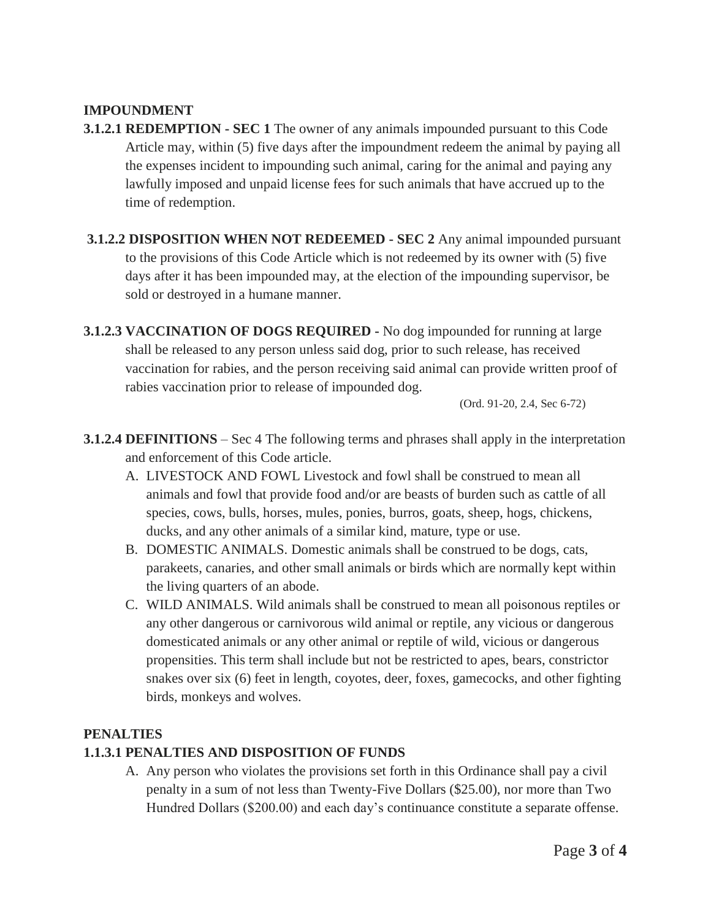## IMPOUNDMENT

**3.1.2.1 REDEMPTION - SEC 1** The owner of any animals impounded pursuant to this Code Article may, within (5) five days after the impoundment redeem the animal by paying all the expenses incident to impounding such animal, caring for the animal and paying any lawfully imposed and unpaid license fees for such animals that have accrued up to the time of redemption.

**3.1.2.2 DISPOSITION WHEN NOT REDEEMED - SEC 2** Any animal impounded pursuant to the provisions of this Code Article which is not redeemed by its owner with (5) five days after it has been impounded may, at the election of the impounding supervisor, be sold or destroyed in a humane manner.

**3.1.2.3 VACCINATION OF DOGS REQUIRED -** No dog impounded for running at large shall be released to any person unless said dog, prior to such release, has received vaccination for rabies, and the person receiving said animal can provide written proof of rabies vaccination prior to release of impounded dog.

(Ord. 91-20, 2.4, Sec 6-72)

**3.1.2.4 DEFINITIONS** – Sec 4 The following terms and phrases shall apply in the interpretation and enforcement of this Code article.

A. LIVESTOCK AND FOWL Livestock and fowl shall be construed to mean all animals and fowl that provide food and/or are beasts of burden such as cattle of all species, cows, bulls, horses, mules, ponies, burros, goats, sheep, hogs, chickens, ducks, and any other animals of a similar kind, mature, type or use.

B. DOMESTIC ANIMALS. Domestic animals shall be construed to be dogs, cats, parakeets, canaries, and other small animals or birds which are normally kept within the living quarters of an abode.

C. WILD ANIMALS. Wild animals shall be construed to mean all poisonous reptiles or any other dangerous or carnivorous wild animal or reptile, any vicious or dangerous domesticated animals or any other animal or reptile of wild, vicious or dangerous propensities. This term shall include but not be restricted to apes, bears, constrictor snakes over six (6) feet in length, coyotes, deer, foxes, gamecocks, and other fighting birds, monkeys and wolves.

## PENALTIES

### 1.1.3.1 PENALTIES AND DISPOSITION OF FUNDS

A. Any person who violates the provisions set forth in this Ordinance shall pay a civil penalty in a sum of not less than Twenty-Five Dollars ($25.00), nor more than Two Hundred Dollars ($200.00) and each day's continuance constitute a separate offense.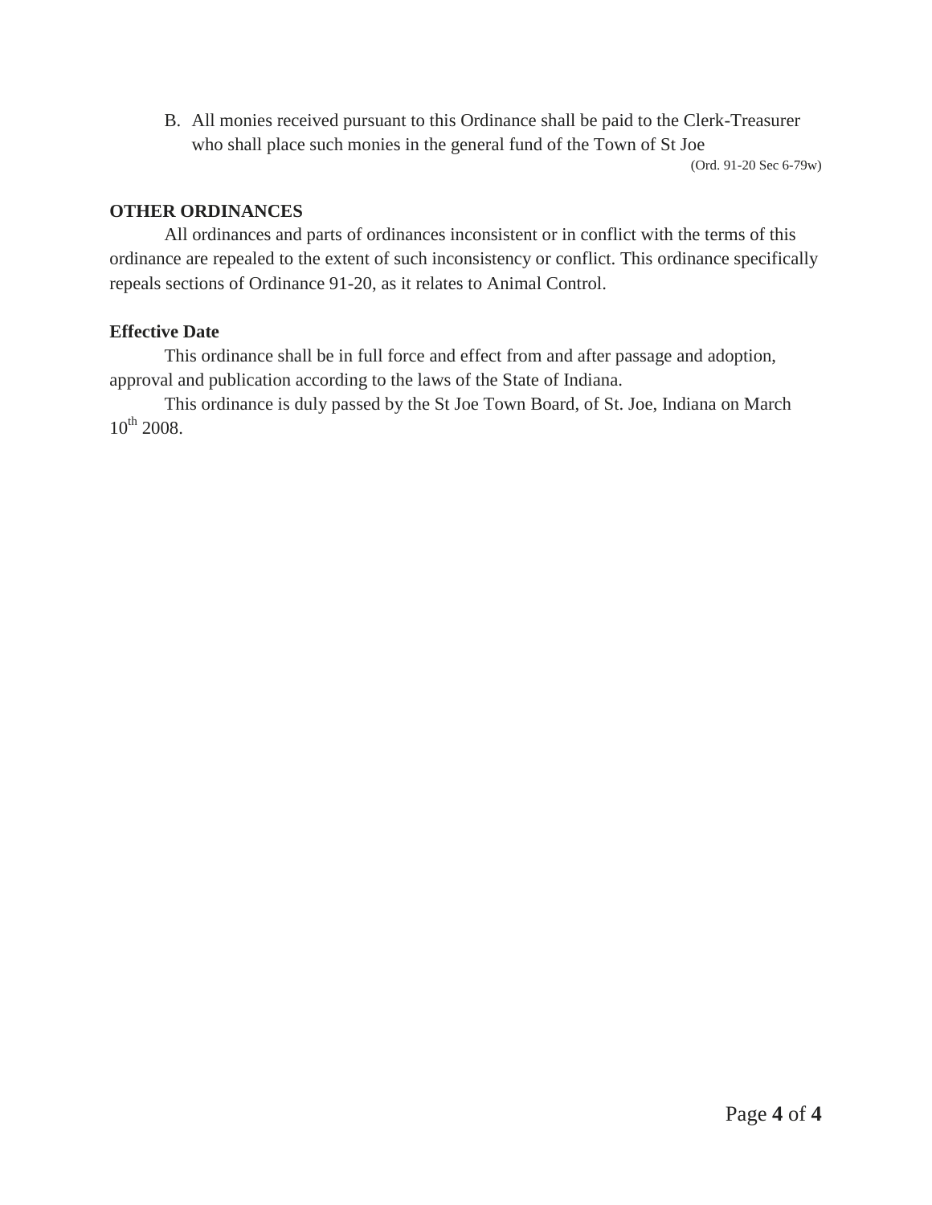B. All monies received pursuant to this Ordinance shall be paid to the Clerk-Treasurer who shall place such monies in the general fund of the Town of St Joe

(Ord. 91-20 Sec 6-79w)

**OTHER ORDINANCES**

All ordinances and parts of ordinances inconsistent or in conflict with the terms of this ordinance are repealed to the extent of such inconsistency or conflict. This ordinance specifically repeals sections of Ordinance 91-20, as it relates to Animal Control.

**Effective Date**

This ordinance shall be in full force and effect from and after passage and adoption, approval and publication according to the laws of the State of Indiana.

This ordinance is duly passed by the St Joe Town Board, of St. Joe, Indiana on March 10th 2008.